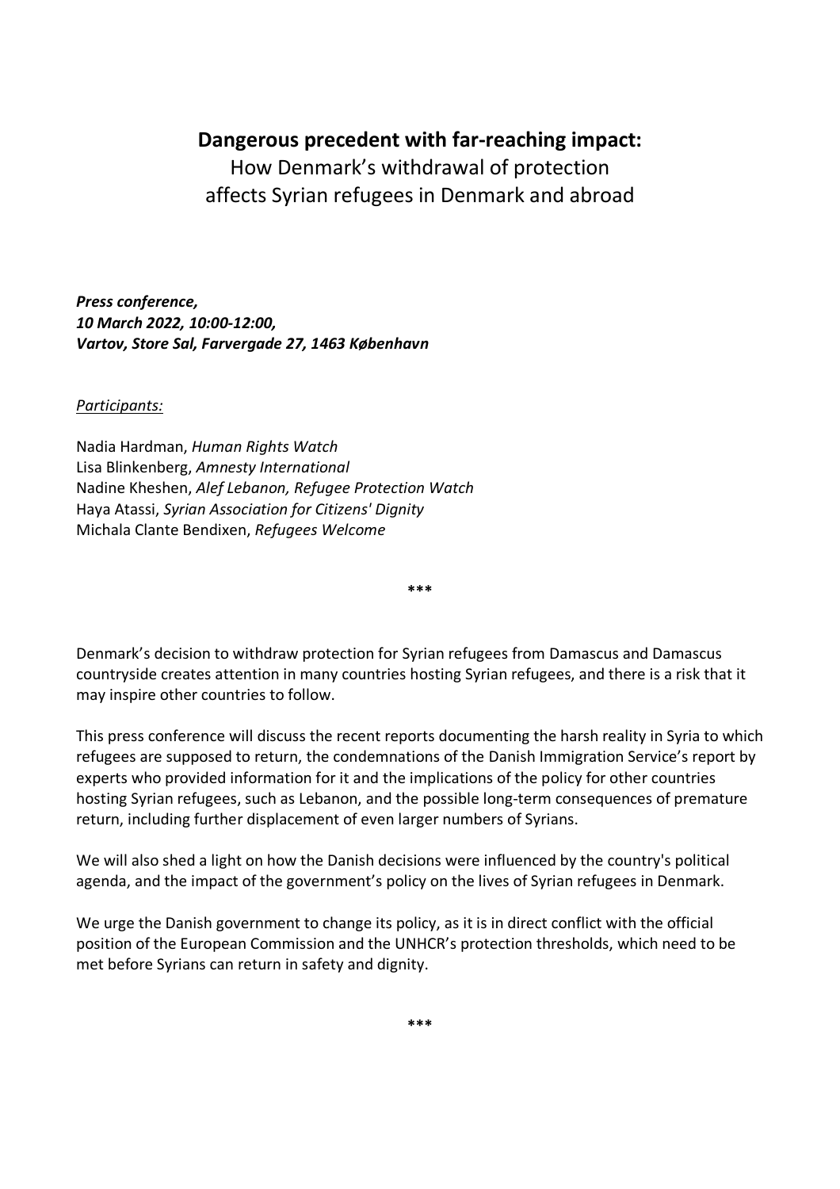# **Dangerous precedent with far-reaching impact:**

How Denmark's withdrawal of protection
affects Syrian refugees in Denmark and abroad

***Press conference,***
***10 March 2022, 10:00-12:00,***
***Vartov, Store Sal, Farvergade 27, 1463 København***

<u>*Participants:*</u>

Nadia Hardman, *Human Rights Watch*
Lisa Blinkenberg, *Amnesty International*
Nadine Kheshen, *Alef Lebanon, Refugee Protection Watch*
Haya Atassi, *Syrian Association for Citizens' Dignity*
Michala Clante Bendixen, *Refugees Welcome*

\*\*\*

Denmark's decision to withdraw protection for Syrian refugees from Damascus and Damascus countryside creates attention in many countries hosting Syrian refugees, and there is a risk that it may inspire other countries to follow.

This press conference will discuss the recent reports documenting the harsh reality in Syria to which refugees are supposed to return, the condemnations of the Danish Immigration Service's report by experts who provided information for it and the implications of the policy for other countries hosting Syrian refugees, such as Lebanon, and the possible long-term consequences of premature return, including further displacement of even larger numbers of Syrians.

We will also shed a light on how the Danish decisions were influenced by the country's political agenda, and the impact of the government's policy on the lives of Syrian refugees in Denmark.

We urge the Danish government to change its policy, as it is in direct conflict with the official position of the European Commission and the UNHCR's protection thresholds, which need to be met before Syrians can return in safety and dignity.

\*\*\*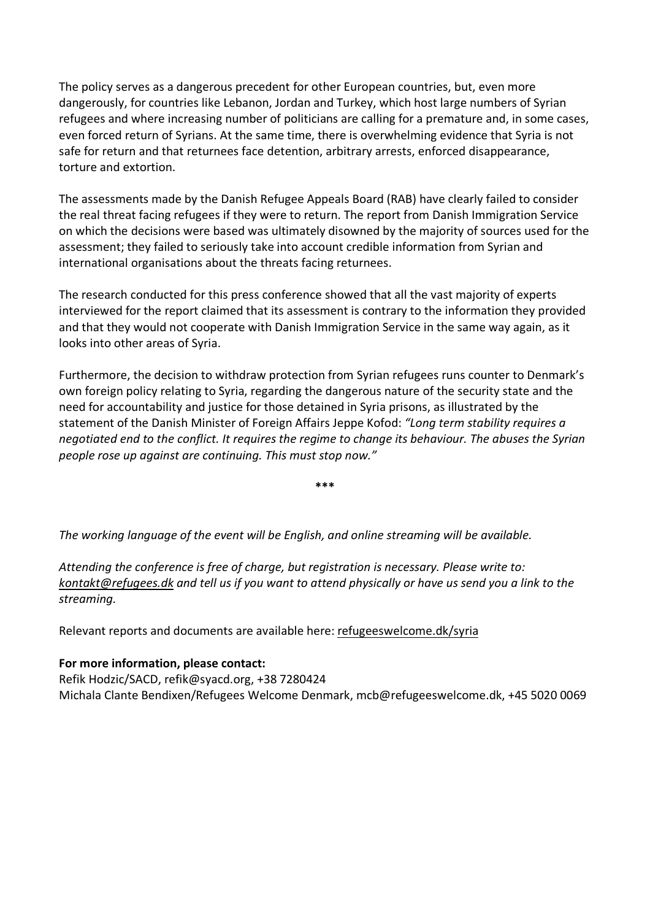The policy serves as a dangerous precedent for other European countries, but, even more dangerously, for countries like Lebanon, Jordan and Turkey, which host large numbers of Syrian refugees and where increasing number of politicians are calling for a premature and, in some cases, even forced return of Syrians. At the same time, there is overwhelming evidence that Syria is not safe for return and that returnees face detention, arbitrary arrests, enforced disappearance, torture and extortion.

The assessments made by the Danish Refugee Appeals Board (RAB) have clearly failed to consider the real threat facing refugees if they were to return. The report from Danish Immigration Service on which the decisions were based was ultimately disowned by the majority of sources used for the assessment; they failed to seriously take into account credible information from Syrian and international organisations about the threats facing returnees.

The research conducted for this press conference showed that all the vast majority of experts interviewed for the report claimed that its assessment is contrary to the information they provided and that they would not cooperate with Danish Immigration Service in the same way again, as it looks into other areas of Syria.

Furthermore, the decision to withdraw protection from Syrian refugees runs counter to Denmark's own foreign policy relating to Syria, regarding the dangerous nature of the security state and the need for accountability and justice for those detained in Syria prisons, as illustrated by the statement of the Danish Minister of Foreign Affairs Jeppe Kofod: *"Long term stability requires a negotiated end to the conflict. It requires the regime to change its behaviour. The abuses the Syrian people rose up against are continuing. This must stop now."*

***

*The working language of the event will be English, and online streaming will be available.*

*Attending the conference is free of charge, but registration is necessary. Please write to: kontakt@refugees.dk and tell us if you want to attend physically or have us send you a link to the streaming.*

Relevant reports and documents are available here: refugeeswelcome.dk/syria

**For more information, please contact:**
Refik Hodzic/SACD, refik@syacd.org, +38 7280424
Michala Clante Bendixen/Refugees Welcome Denmark, mcb@refugeeswelcome.dk, +45 5020 0069